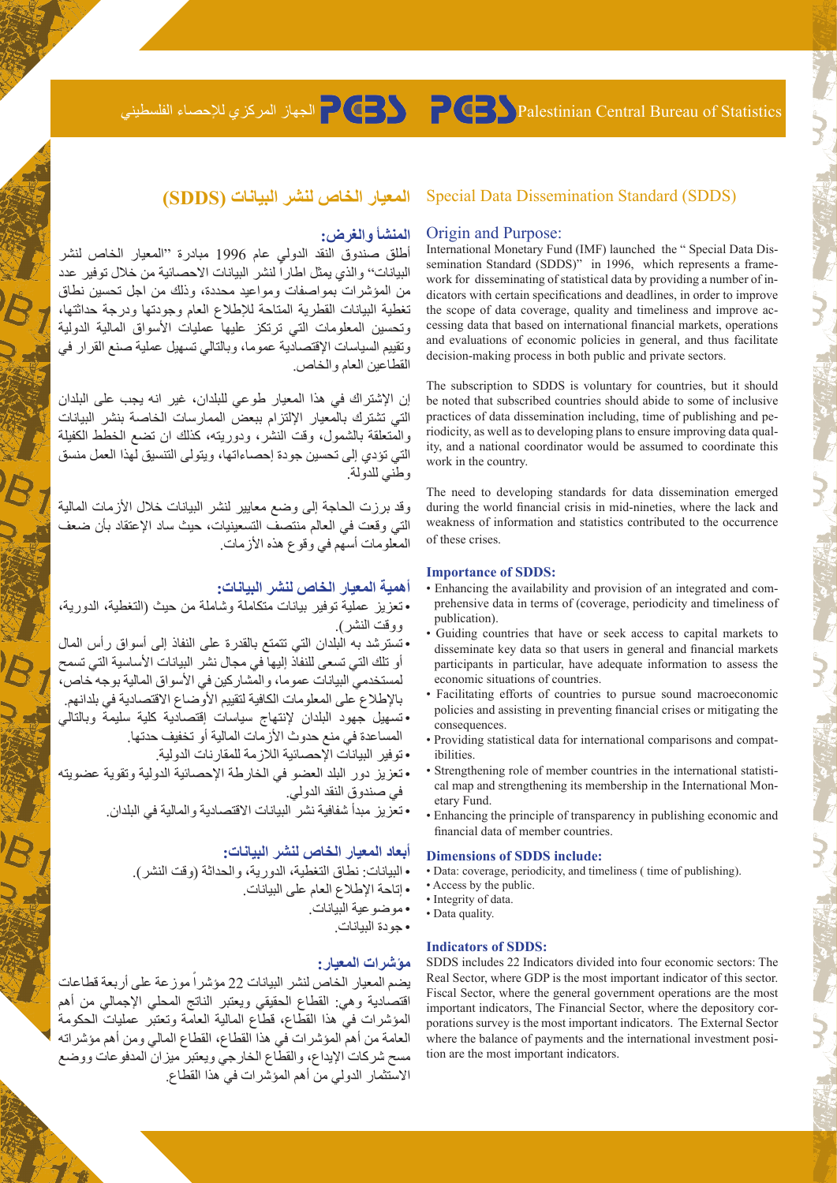الجهاز المركزي للإحصاء الفلسطيني — Palestinian Central Bureau of Statistics

# Special Data Dissemination Standard (SDDS)

## Origin and Purpose:

International Monetary Fund (IMF) launched the " Special Data Dissemination Standard (SDDS)" in 1996, which represents a framework for disseminating of statistical data by providing a number of indicators with certain specifications and deadlines, in order to improve the scope of data coverage, quality and timeliness and improve accessing data that based on international financial markets, operations and evaluations of economic policies in general, and thus facilitate decision-making process in both public and private sectors.

The subscription to SDDS is voluntary for countries, but it should be noted that subscribed countries should abide to some of inclusive practices of data dissemination including, time of publishing and periodicity, as well as to developing plans to ensure improving data quality, and a national coordinator would be assumed to coordinate this work in the country.

The need to developing standards for data dissemination emerged during the world financial crisis in mid-nineties, where the lack and weakness of information and statistics contributed to the occurrence of these crises.

### Importance of SDDS:

- Enhancing the availability and provision of an integrated and comprehensive data in terms of (coverage, periodicity and timeliness of publication).
- Guiding countries that have or seek access to capital markets to disseminate key data so that users in general and financial markets participants in particular, have adequate information to assess the economic situations of countries.
- Facilitating efforts of countries to pursue sound macroeconomic policies and assisting in preventing financial crises or mitigating the consequences.
- Providing statistical data for international comparisons and compatibilities.
- Strengthening role of member countries in the international statistical map and strengthening its membership in the International Monetary Fund.
- Enhancing the principle of transparency in publishing economic and financial data of member countries.

### Dimensions of SDDS include:

- Data: coverage, periodicity, and timeliness ( time of publishing).
- Access by the public.
- Integrity of data.
- Data quality.

### Indicators of SDDS:

SDDS includes 22 Indicators divided into four economic sectors: The Real Sector, where GDP is the most important indicator of this sector. Fiscal Sector, where the general government operations are the most important indicators, The Financial Sector, where the depository corporations survey is the most important indicators. The External Sector where the balance of payments and the international investment position are the most important indicators.

# المعيار الخاص لنشر البيانات (SDDS)

## المنشأ والغرض:

أطلق صندوق النقد الدولي عام 1996 مبادرة "المعيار الخاص لنشر البيانات" والذي يمثل اطاراً لنشر البيانات الاحصائية من خلال توفير عدد من المؤشرات بمواصفات ومواعيد محددة، وذلك من اجل تحسين نطاق تغطية البيانات القطرية المتاحة للإطلاع العام وجودتها ودرجة حداثتها، وتحسين المعلومات التي ترتكز عليها عمليات الأسواق المالية الدولية وتقييم السياسات الإقتصادية عموما، وبالتالي تسهيل عملية صنع القرار في القطاعين العام والخاص.

إن الإشتراك في هذا المعيار طوعي للبلدان، غير انه يجب على البلدان التي تشترك بالمعيار الإلتزام ببعض الممارسات الخاصة بنشر البيانات والمتعلقة بالشمول، وقت النشر، ودوريته، كذلك ان تضع الخطط الكفيلة التي تؤدي إلى تحسين جودة إحصاءاتها، ويتولى التنسيق لهذا العمل منسق وطني للدولة.

وقد برزت الحاجة إلى وضع معايير لنشر البيانات خلال الأزمات المالية التي وقعت في العالم منتصف التسعينيات، حيث ساد الإعتقاد بأن ضعف المعلومات أسهم في وقوع هذه الأزمات.

### أهمية المعيار الخاص لنشر البيانات:

- تعزيز عملية توفير بيانات متكاملة وشاملة من حيث (التغطية، الدورية، ووقت النشر).
- تسترشد به البلدان التي تتمتع بالقدرة على النفاذ إلى أسواق رأس المال أو تلك التي تسعى للنفاذ إليها في مجال نشر البيانات الأساسية التي تسمح لمستخدمي البيانات عموماً، والمشاركين في الأسواق المالية بوجه خاص، بالإطلاع على المعلومات الكافية لتقييم الأوضاع الاقتصادية في بلدانهم.
- تسهيل جهود البلدان لإنتهاج سياسات إقتصادية كلية سليمة وبالتالي المساعدة في منع حدوث الأزمات المالية أو تخفيف حدتها.
- توفير البيانات الإحصائية اللازمة للمقارنات الدولية.
- تعزيز دور البلد العضو في الخارطة الإحصائية الدولية وتقوية عضويته في صندوق النقد الدولي.
- تعزيز مبدأ شفافية نشر البيانات الاقتصادية والمالية في البلدان.

### أبعاد المعيار الخاص لنشر البيانات:

- البيانات: نطاق التغطية، الدورية، والحداثة (وقت النشر).
- إتاحة الإطلاع العام على البيانات.
- موضوعية البيانات.
- جودة البيانات.

### مؤشرات المعيار:

يضم المعيار الخاص لنشر البيانات 22 مؤشراً موزعة على أربعة قطاعات اقتصادية وهي: القطاع الحقيقي ويعتبر الناتج المحلي الإجمالي من أهم المؤشرات في هذا القطاع، قطاع المالية العامة وتعتبر عمليات الحكومة العامة من أهم المؤشرات في هذا القطاع، القطاع المالي ومن أهم مؤشراته مسح شركات الإيداع، والقطاع الخارجي ويعتبر ميزان المدفوعات ووضع الاستثمار الدولي من أهم المؤشرات في هذا القطاع.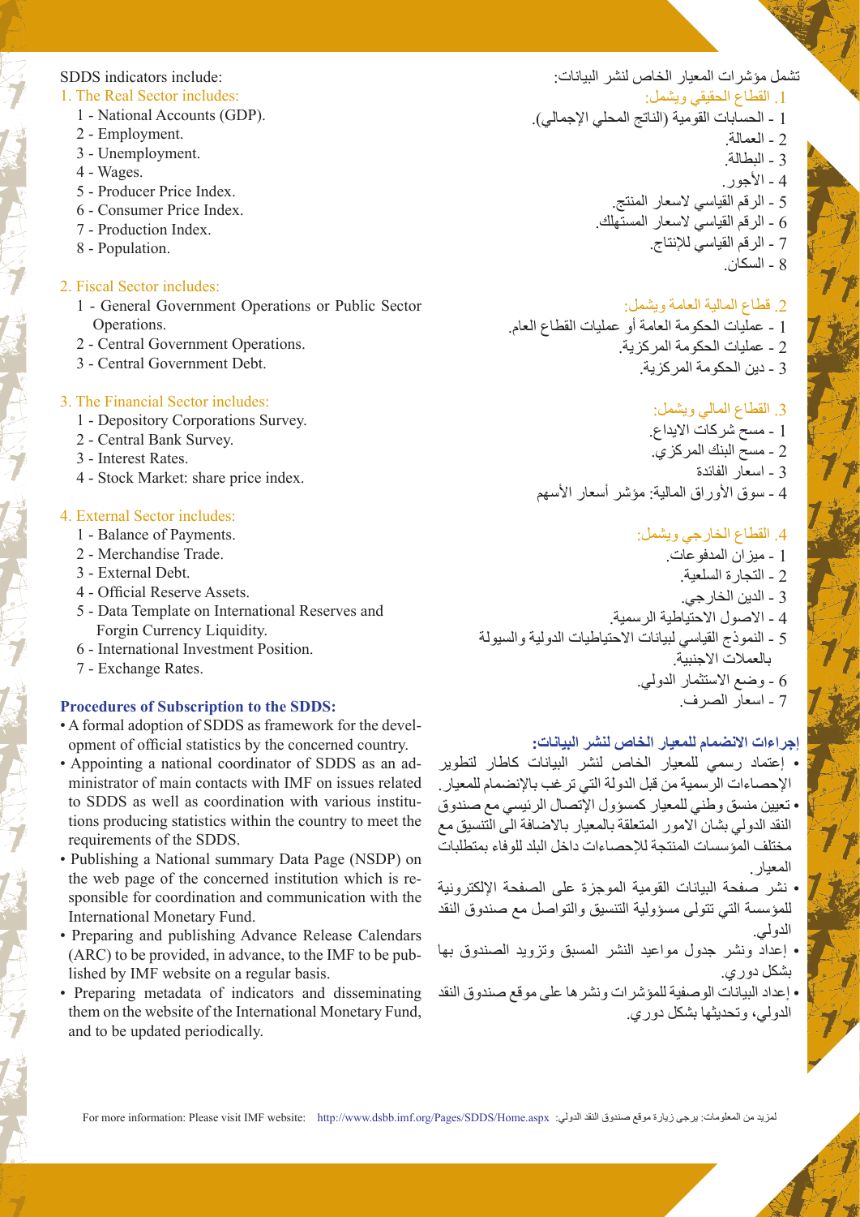SDDS indicators include:

1. The Real Sector includes:
   1 - National Accounts (GDP).
   2 - Employment.
   3 - Unemployment.
   4 - Wages.
   5 - Producer Price Index.
   6 - Consumer Price Index.
   7 - Production Index.
   8 - Population.

2. Fiscal Sector includes:
   1 - General Government Operations or Public Sector Operations.
   2 - Central Government Operations.
   3 - Central Government Debt.

3. The Financial Sector includes:
   1 - Depository Corporations Survey.
   2 - Central Bank Survey.
   3 - Interest Rates.
   4 - Stock Market: share price index.

4. External Sector includes:
   1 - Balance of Payments.
   2 - Merchandise Trade.
   3 - External Debt.
   4 - Official Reserve Assets.
   5 - Data Template on International Reserves and Forgin Currency Liquidity.
   6 - International Investment Position.
   7 - Exchange Rates.

**Procedures of Subscription to the SDDS:**

- A formal adoption of SDDS as framework for the development of official statistics by the concerned country.
- Appointing a national coordinator of SDDS as an administrator of main contacts with IMF on issues related to SDDS as well as coordination with various institutions producing statistics within the country to meet the requirements of the SDDS.
- Publishing a National summary Data Page (NSDP) on the web page of the concerned institution which is responsible for coordination and communication with the International Monetary Fund.
- Preparing and publishing Advance Release Calendars (ARC) to be provided, in advance, to the IMF to be published by IMF website on a regular basis.
- Preparing metadata of indicators and disseminating them on the website of the International Monetary Fund, and to be updated periodically.

تشمل مؤشرات المعيار الخاص لنشر البيانات:

1. القطاع الحقيقي ويشمل:
   1 - الحسابات القومية (الناتج المحلي الإجمالي).
   2 - العمالة.
   3 - البطالة.
   4 - الأجور.
   5 - الرقم القياسي لاسعار المنتج.
   6 - الرقم القياسي لاسعار المستهلك.
   7 - الرقم القياسي للإنتاج.
   8 - السكان.

2. قطاع المالية العامة ويشمل:
   1 - عمليات الحكومة العامة أو عمليات القطاع العام.
   2 - عمليات الحكومة المركزية.
   3 - دين الحكومة المركزية.

3. القطاع المالي ويشمل:
   1 - مسح شركات الايداع.
   2 - مسح البنك المركزي.
   3 - اسعار الفائدة
   4 - سوق الأوراق المالية: مؤشر أسعار الأسهم

4. القطاع الخارجي ويشمل:
   1 - ميزان المدفوعات.
   2 - التجارة السلعية.
   3 - الدين الخارجي.
   4 - الاصول الاحتياطية الرسمية.
   5 - النموذج القياسي لبيانات الاحتياطيات الدولية والسيولة بالعملات الاجنبية.
   6 - وضع الاستثمار الدولي.
   7 - اسعار الصرف.

**إجراءات الانضمام للمعيار الخاص لنشر البيانات:**

- إعتماد رسمي للمعيار الخاص لنشر البيانات كاطار لتطوير الإحصاءات الرسمية من قبل الدولة التي ترغب بالإنضمام للمعيار.
- تعيين منسق وطني للمعيار كمسؤول الإتصال الرئيسي مع صندوق النقد الدولي بشان الامور المتعلقة بالمعيار بالاضافة الى التنسيق مع مختلف المؤسسات المنتجة للإحصاءات داخل البلد للوفاء بمتطلبات المعيار.
- نشر صفحة البيانات القومية الموجزة على الصفحة الإلكترونية للمؤسسة التي تتولى مسؤولية التنسيق والتواصل مع صندوق النقد الدولي.
- إعداد ونشر جدول مواعيد النشر المسبق وتزويد الصندوق بها بشكل دوري.
- إعداد البيانات الوصفية للمؤشرات ونشرها على موقع صندوق النقد الدولي، وتحديثها بشكل دوري.

For more information: Please visit IMF website: http://www.dsbb.imf.org/Pages/SDDS/Home.aspx لمزيد من المعلومات: يرجى زيارة موقع صندوق النقد الدولي: